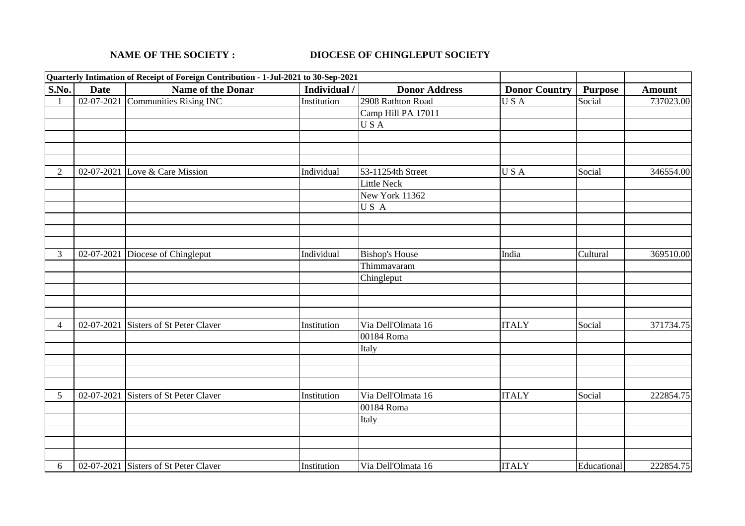**NAME OF THE SOCIETY :** **DIOCESE OF CHINGLEPUT SOCIETY**

| Quarterly Intimation of Receipt of Foreign Contribution - 1-Jul-2021 to 30-Sep-2021 | | | | | | | |
|---|---|---|---|---|---|---|---|
| **S.No.** | **Date** | **Name of the Donar** | **Individual /** | **Donor Address** | **Donor Country** | **Purpose** | **Amount** |
| 1 | 02-07-2021 | Communities Rising INC | Institution | 2908 Rathton Road | U S A | Social | 737023.00 |
| | | | | Camp Hill PA 17011 | | | |
| | | | | U S A | | | |
| | | | | | | | |
| | | | | | | | |
| | | | | | | | |
| 2 | 02-07-2021 | Love & Care Mission | Individual | 53-11254th Street | U S A | Social | 346554.00 |
| | | | | Little Neck | | | |
| | | | | New York 11362 | | | |
| | | | | U S A | | | |
| | | | | | | | |
| | | | | | | | |
| | | | | | | | |
| 3 | 02-07-2021 | Diocese of Chingleput | Individual | Bishop's House | India | Cultural | 369510.00 |
| | | | | Thimmavaram | | | |
| | | | | Chingleput | | | |
| | | | | | | | |
| | | | | | | | |
| | | | | | | | |
| 4 | 02-07-2021 | Sisters of St Peter Claver | Institution | Via Dell'Olmata 16 | ITALY | Social | 371734.75 |
| | | | | 00184 Roma | | | |
| | | | | Italy | | | |
| | | | | | | | |
| | | | | | | | |
| | | | | | | | |
| 5 | 02-07-2021 | Sisters of St Peter Claver | Institution | Via Dell'Olmata 16 | ITALY | Social | 222854.75 |
| | | | | 00184 Roma | | | |
| | | | | Italy | | | |
| | | | | | | | |
| | | | | | | | |
| | | | | | | | |
| 6 | 02-07-2021 | Sisters of St Peter Claver | Institution | Via Dell'Olmata 16 | ITALY | Educational | 222854.75 |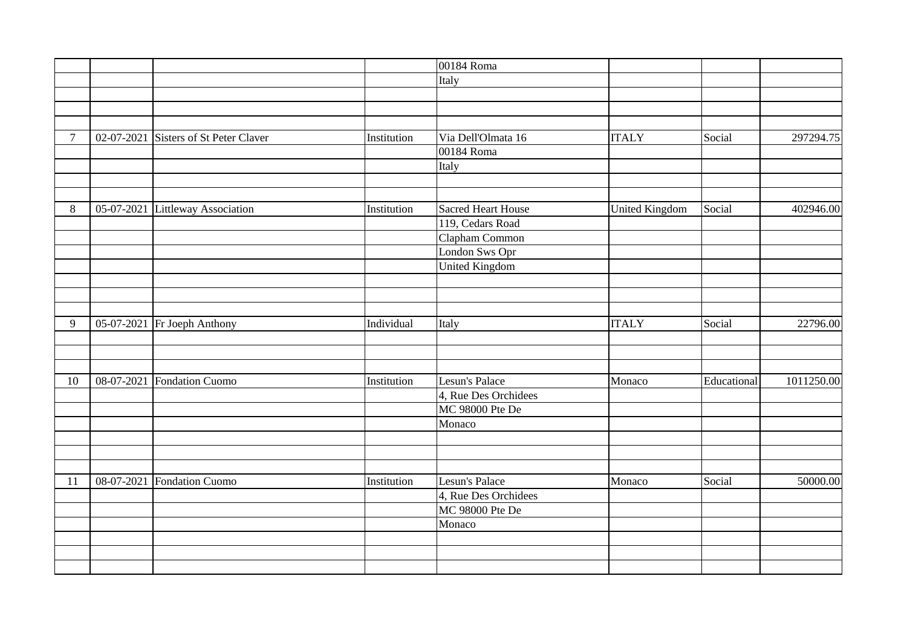|  |  |  |  |  |  |  |  |
|---|---|---|---|---|---|---|---|
|  |  |  |  | 00184 Roma |  |  |  |
|  |  |  |  | Italy |  |  |  |
|  |  |  |  |  |  |  |  |
|  |  |  |  |  |  |  |  |
|  |  |  |  |  |  |  |  |
| 7 | 02-07-2021 | Sisters of St Peter Claver | Institution | Via Dell'Olmata 16 | ITALY | Social | 297294.75 |
|  |  |  |  | 00184 Roma |  |  |  |
|  |  |  |  | Italy |  |  |  |
|  |  |  |  |  |  |  |  |
|  |  |  |  |  |  |  |  |
| 8 | 05-07-2021 | Littleway Association | Institution | Sacred Heart House | United Kingdom | Social | 402946.00 |
|  |  |  |  | 119, Cedars Road |  |  |  |
|  |  |  |  | Clapham Common |  |  |  |
|  |  |  |  | London Sws Opr |  |  |  |
|  |  |  |  | United Kingdom |  |  |  |
|  |  |  |  |  |  |  |  |
|  |  |  |  |  |  |  |  |
|  |  |  |  |  |  |  |  |
| 9 | 05-07-2021 | Fr Joeph Anthony | Individual | Italy | ITALY | Social | 22796.00 |
|  |  |  |  |  |  |  |  |
|  |  |  |  |  |  |  |  |
|  |  |  |  |  |  |  |  |
| 10 | 08-07-2021 | Fondation Cuomo | Institution | Lesun's Palace | Monaco | Educational | 1011250.00 |
|  |  |  |  | 4, Rue Des Orchidees |  |  |  |
|  |  |  |  | MC 98000 Pte De |  |  |  |
|  |  |  |  | Monaco |  |  |  |
|  |  |  |  |  |  |  |  |
|  |  |  |  |  |  |  |  |
|  |  |  |  |  |  |  |  |
| 11 | 08-07-2021 | Fondation Cuomo | Institution | Lesun's Palace | Monaco | Social | 50000.00 |
|  |  |  |  | 4, Rue Des Orchidees |  |  |  |
|  |  |  |  | MC 98000 Pte De |  |  |  |
|  |  |  |  | Monaco |  |  |  |
|  |  |  |  |  |  |  |  |
|  |  |  |  |  |  |  |  |
|  |  |  |  |  |  |  |  |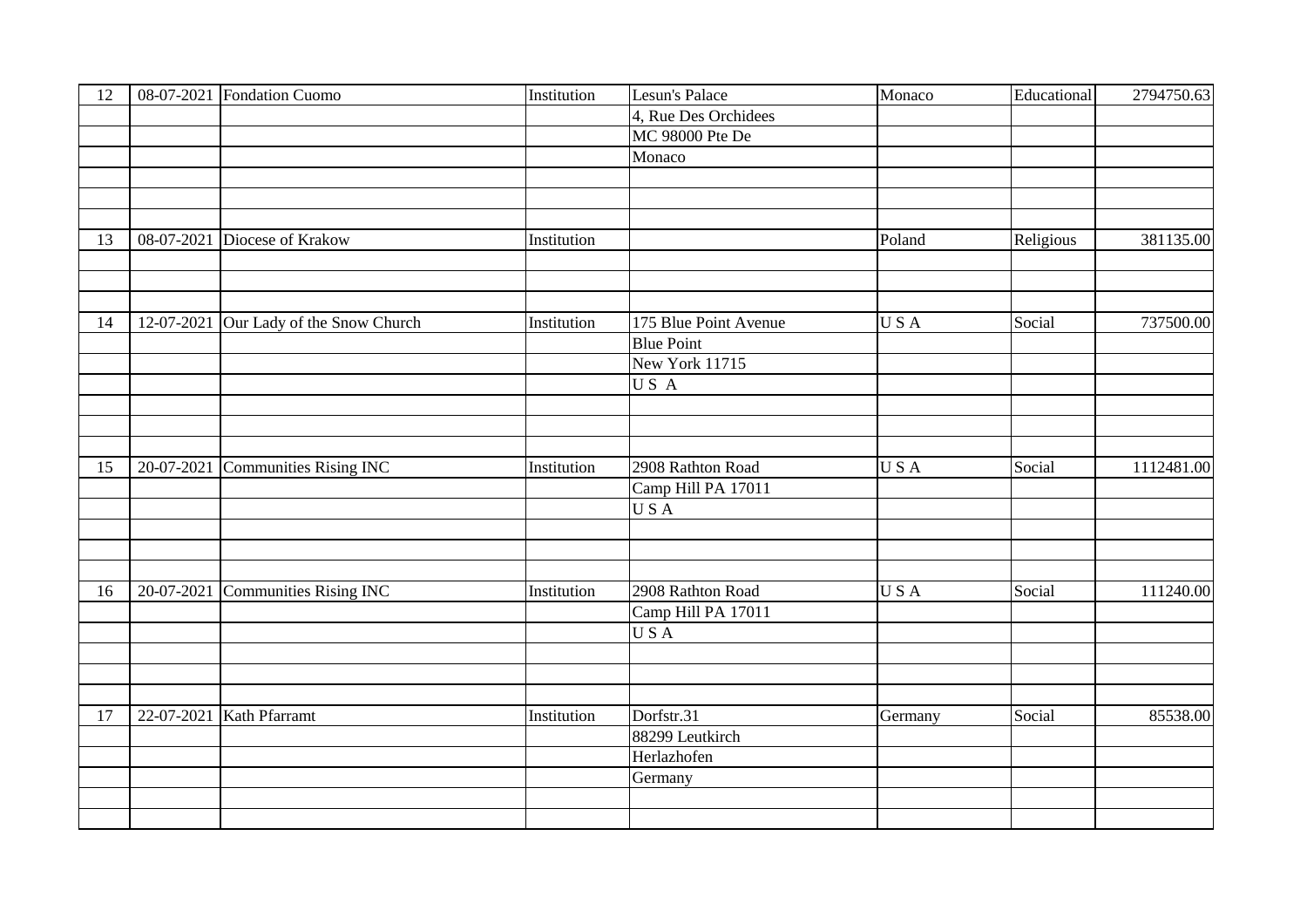| | | | | | | | |
|---|---|---|---|---|---|---|---|
| 12 | 08-07-2021 | Fondation Cuomo | Institution | Lesun's Palace | Monaco | Educational | 2794750.63 |
| | | | | 4, Rue Des Orchidees | | | |
| | | | | MC 98000 Pte De | | | |
| | | | | Monaco | | | |
| | | | | | | | |
| | | | | | | | |
| | | | | | | | |
| 13 | 08-07-2021 | Diocese of Krakow | Institution | | Poland | Religious | 381135.00 |
| | | | | | | | |
| | | | | | | | |
| | | | | | | | |
| 14 | 12-07-2021 | Our Lady of the Snow Church | Institution | 175 Blue Point Avenue | U S A | Social | 737500.00 |
| | | | | Blue Point | | | |
| | | | | New York 11715 | | | |
| | | | | U S A | | | |
| | | | | | | | |
| | | | | | | | |
| | | | | | | | |
| 15 | 20-07-2021 | Communities Rising INC | Institution | 2908 Rathton Road | U S A | Social | 1112481.00 |
| | | | | Camp Hill PA 17011 | | | |
| | | | | U S A | | | |
| | | | | | | | |
| | | | | | | | |
| | | | | | | | |
| 16 | 20-07-2021 | Communities Rising INC | Institution | 2908 Rathton Road | U S A | Social | 111240.00 |
| | | | | Camp Hill PA 17011 | | | |
| | | | | U S A | | | |
| | | | | | | | |
| | | | | | | | |
| | | | | | | | |
| 17 | 22-07-2021 | Kath Pfarramt | Institution | Dorfstr.31 | Germany | Social | 85538.00 |
| | | | | 88299 Leutkirch | | | |
| | | | | Herlazhofen | | | |
| | | | | Germany | | | |
| | | | | | | | |
| | | | | | | | |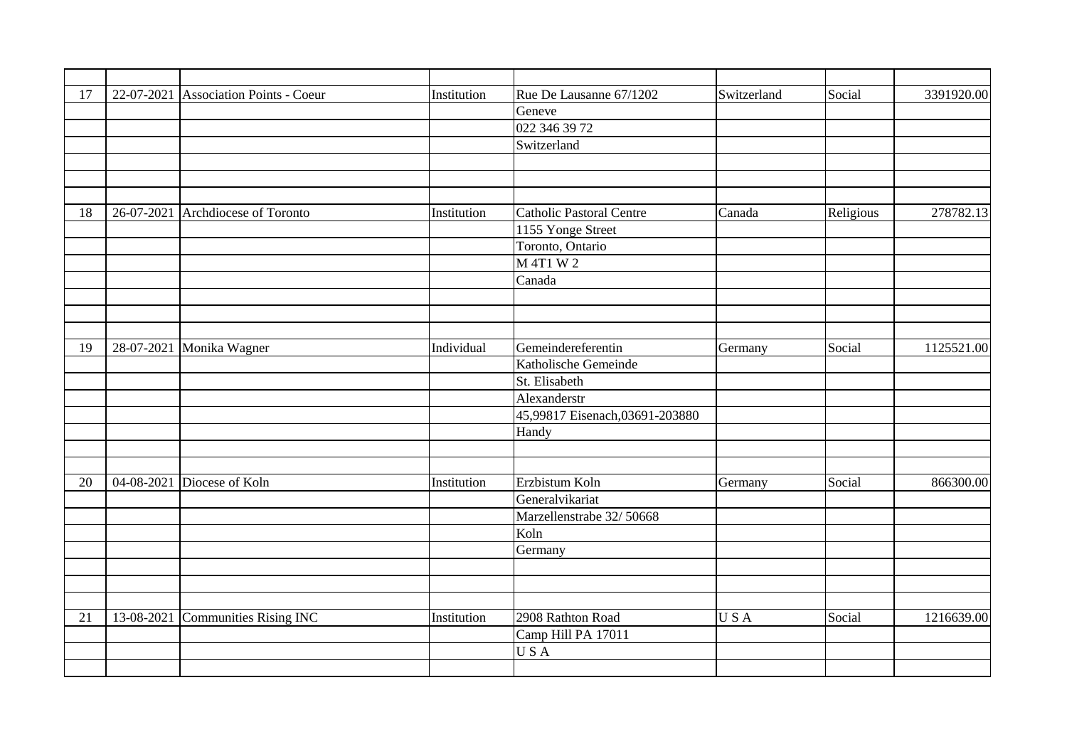| | | | | | | | |
|---|---|---|---|---|---|---|---|
| 17 | 22-07-2021 | Association Points - Coeur | Institution | Rue De Lausanne 67/1202 | Switzerland | Social | 3391920.00 |
| | | | | Geneve | | | |
| | | | | 022 346 39 72 | | | |
| | | | | Switzerland | | | |
| | | | | | | | |
| | | | | | | | |
| | | | | | | | |
| 18 | 26-07-2021 | Archdiocese of Toronto | Institution | Catholic Pastoral Centre | Canada | Religious | 278782.13 |
| | | | | 1155 Yonge Street | | | |
| | | | | Toronto, Ontario | | | |
| | | | | M 4T1 W 2 | | | |
| | | | | Canada | | | |
| | | | | | | | |
| | | | | | | | |
| | | | | | | | |
| 19 | 28-07-2021 | Monika Wagner | Individual | Gemeindereferentin | Germany | Social | 1125521.00 |
| | | | | Katholische Gemeinde | | | |
| | | | | St. Elisabeth | | | |
| | | | | Alexanderstr | | | |
| | | | | 45,99817 Eisenach,03691-203880 | | | |
| | | | | Handy | | | |
| | | | | | | | |
| | | | | | | | |
| 20 | 04-08-2021 | Diocese of Koln | Institution | Erzbistum Koln | Germany | Social | 866300.00 |
| | | | | Generalvikariat | | | |
| | | | | Marzellenstrabe 32/ 50668 | | | |
| | | | | Koln | | | |
| | | | | Germany | | | |
| | | | | | | | |
| | | | | | | | |
| | | | | | | | |
| 21 | 13-08-2021 | Communities Rising INC | Institution | 2908 Rathton Road | U S A | Social | 1216639.00 |
| | | | | Camp Hill PA 17011 | | | |
| | | | | U S A | | | |
| | | | | | | | |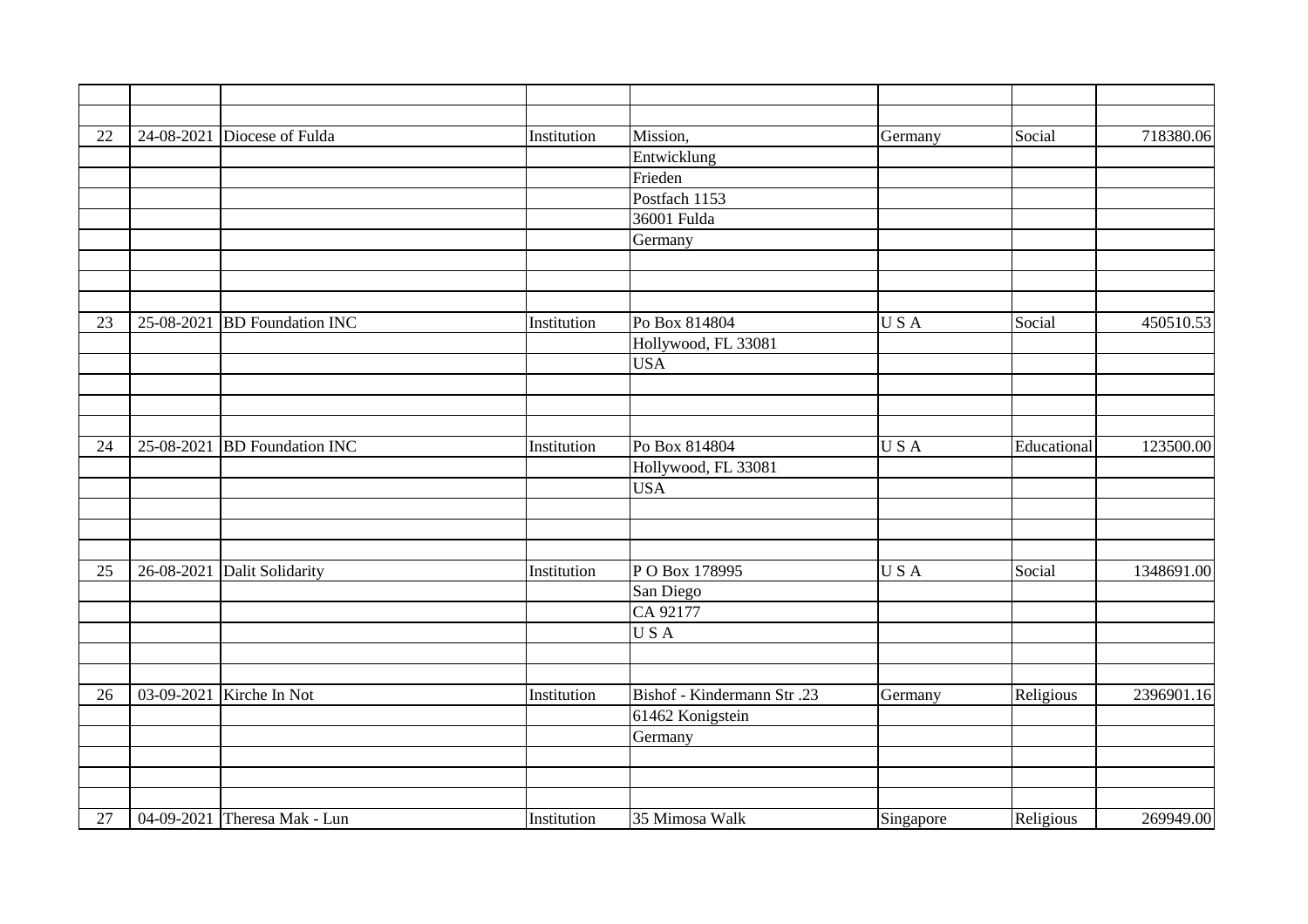| | | | | | | | |
|---|---|---|---|---|---|---|---|
| 22 | 24-08-2021 | Diocese of Fulda | Institution | Mission, | Germany | Social | 718380.06 |
| | | | | Entwicklung | | | |
| | | | | Frieden | | | |
| | | | | Postfach 1153 | | | |
| | | | | 36001 Fulda | | | |
| | | | | Germany | | | |
| 23 | 25-08-2021 | BD Foundation INC | Institution | Po Box 814804 | U S A | Social | 450510.53 |
| | | | | Hollywood, FL 33081 | | | |
| | | | | USA | | | |
| 24 | 25-08-2021 | BD Foundation INC | Institution | Po Box 814804 | U S A | Educational | 123500.00 |
| | | | | Hollywood, FL 33081 | | | |
| | | | | USA | | | |
| 25 | 26-08-2021 | Dalit Solidarity | Institution | P O Box 178995 | U S A | Social | 1348691.00 |
| | | | | San Diego | | | |
| | | | | CA 92177 | | | |
| | | | | U S A | | | |
| 26 | 03-09-2021 | Kirche In Not | Institution | Bishof - Kindermann Str .23 | Germany | Religious | 2396901.16 |
| | | | | 61462 Konigstein | | | |
| | | | | Germany | | | |
| 27 | 04-09-2021 | Theresa Mak - Lun | Institution | 35 Mimosa Walk | Singapore | Religious | 269949.00 |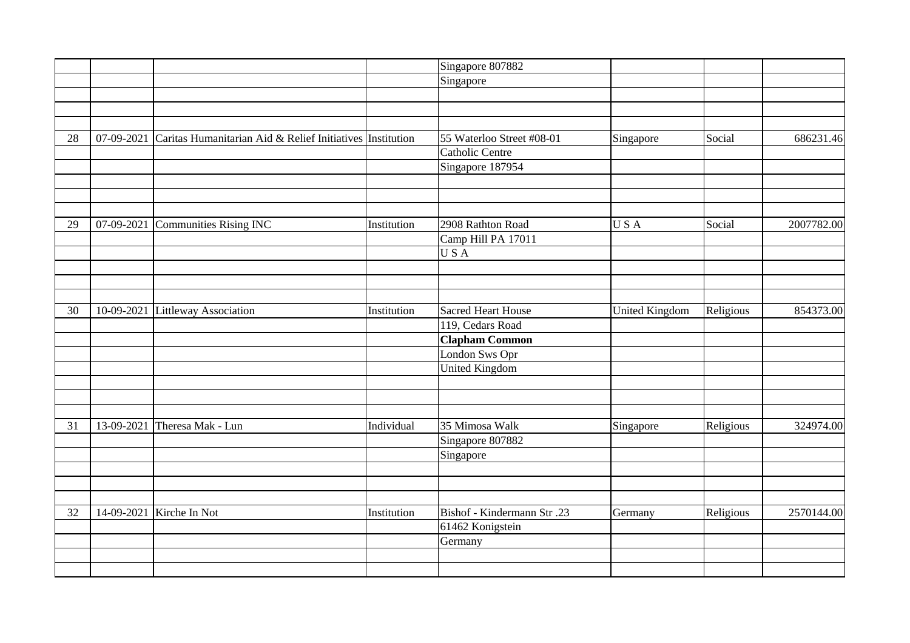| | | | | | | | |
|---|---|---|---|---|---|---|---|
| | | | | Singapore 807882 | | | |
| | | | | Singapore | | | |
| | | | | | | | |
| | | | | | | | |
| | | | | | | | |
| 28 | 07-09-2021 | Caritas Humanitarian Aid & Relief Initiatives | Institution | 55 Waterloo Street #08-01 | Singapore | Social | 686231.46 |
| | | | | Catholic Centre | | | |
| | | | | Singapore 187954 | | | |
| | | | | | | | |
| | | | | | | | |
| | | | | | | | |
| 29 | 07-09-2021 | Communities Rising INC | Institution | 2908 Rathton Road | U S A | Social | 2007782.00 |
| | | | | Camp Hill PA 17011 | | | |
| | | | | U S A | | | |
| | | | | | | | |
| | | | | | | | |
| | | | | | | | |
| 30 | 10-09-2021 | Littleway Association | Institution | Sacred Heart House | United Kingdom | Religious | 854373.00 |
| | | | | 119, Cedars Road | | | |
| | | | | **Clapham Common** | | | |
| | | | | London Sws Opr | | | |
| | | | | United Kingdom | | | |
| | | | | | | | |
| | | | | | | | |
| | | | | | | | |
| 31 | 13-09-2021 | Theresa Mak - Lun | Individual | 35 Mimosa Walk | Singapore | Religious | 324974.00 |
| | | | | Singapore 807882 | | | |
| | | | | Singapore | | | |
| | | | | | | | |
| | | | | | | | |
| | | | | | | | |
| 32 | 14-09-2021 | Kirche In Not | Institution | Bishof - Kindermann Str .23 | Germany | Religious | 2570144.00 |
| | | | | 61462 Konigstein | | | |
| | | | | Germany | | | |
| | | | | | | | |
| | | | | | | | |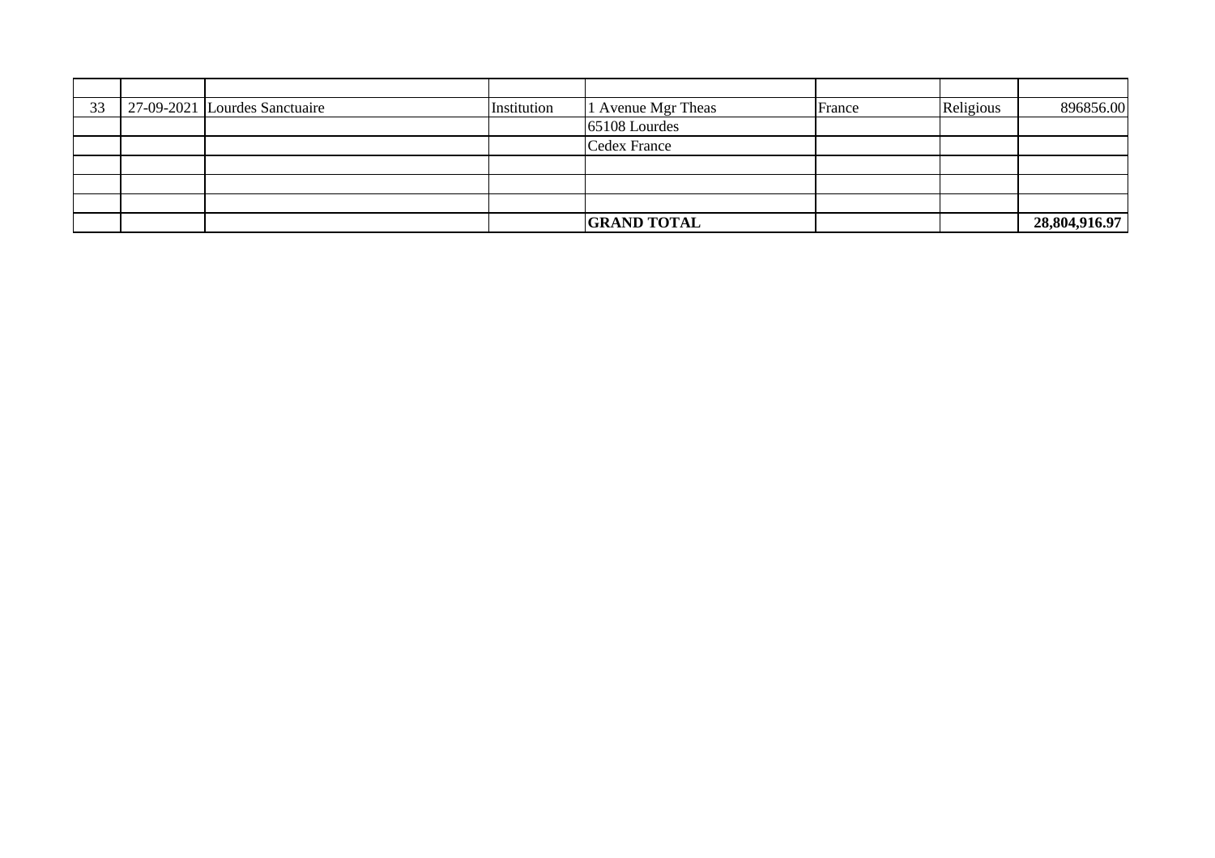| | | | | | | | |
|---|---|---|---|---|---|---|---|
| | | | | | | | |
| 33 | 27-09-2021 | Lourdes Sanctuaire | Institution | 1 Avenue Mgr Theas | France | Religious | 896856.00 |
| | | | | 65108 Lourdes | | | |
| | | | | Cedex France | | | |
| | | | | | | | |
| | | | | | | | |
| | | | | | | | |
| | | | | **GRAND TOTAL** | | | **28,804,916.97** |